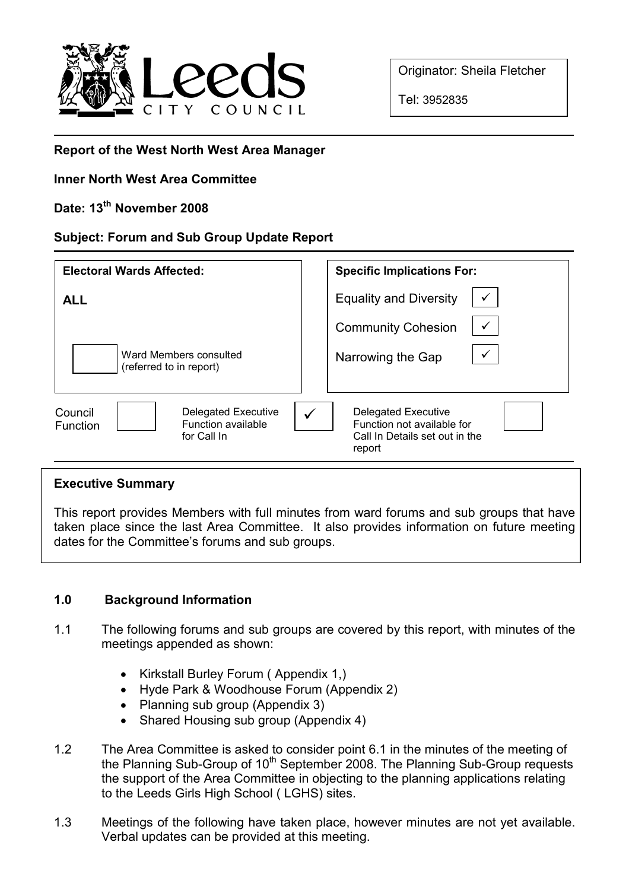Originator: Sheila Fletcher

Tel: 3952835

**Report of the West North West Area Manager**

**Inner North West Area Committee**

**Date: 13th November 2008**

**Subject: Forum and Sub Group Update Report**

| **Electoral Wards Affected:** | **Specific Implications For:** | |
|---|---|---|
| **ALL** | Equality and Diversity | ✓ |
| | Community Cohesion | ✓ |
| ☐ Ward Members consulted (referred to in report) | Narrowing the Gap | ✓ |

| Council Function | ☐ | Delegated Executive Function available for Call In | ✓ | Delegated Executive Function not available for Call In Details set out in the report | ☐ |
|---|---|---|---|---|---|

**Executive Summary**

This report provides Members with full minutes from ward forums and sub groups that have taken place since the last Area Committee. It also provides information on future meeting dates for the Committee's forums and sub groups.

## 1.0 Background Information

1.1 The following forums and sub groups are covered by this report, with minutes of the meetings appended as shown:

- Kirkstall Burley Forum ( Appendix 1,)
- Hyde Park & Woodhouse Forum (Appendix 2)
- Planning sub group (Appendix 3)
- Shared Housing sub group (Appendix 4)

1.2 The Area Committee is asked to consider point 6.1 in the minutes of the meeting of the Planning Sub-Group of 10th September 2008. The Planning Sub-Group requests the support of the Area Committee in objecting to the planning applications relating to the Leeds Girls High School ( LGHS) sites.

1.3 Meetings of the following have taken place, however minutes are not yet available. Verbal updates can be provided at this meeting.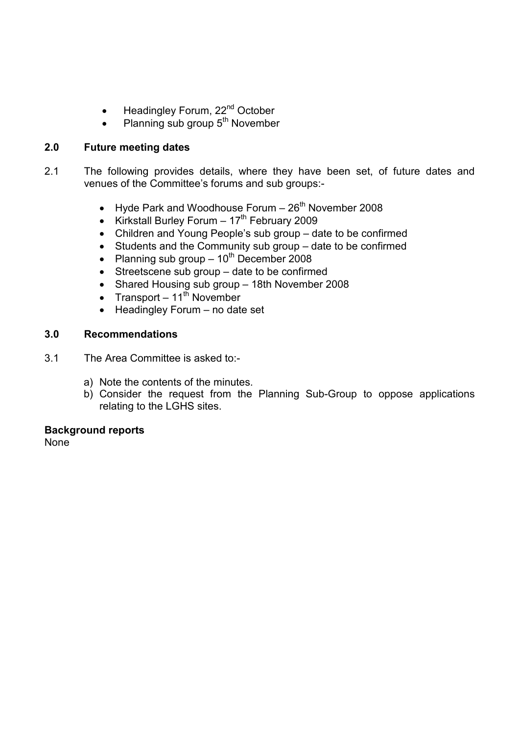- Headingley Forum, 22nd October
- Planning sub group 5th November

## 2.0 Future meeting dates

2.1 The following provides details, where they have been set, of future dates and venues of the Committee's forums and sub groups:-

- Hyde Park and Woodhouse Forum – 26th November 2008
- Kirkstall Burley Forum – 17th February 2009
- Children and Young People's sub group – date to be confirmed
- Students and the Community sub group – date to be confirmed
- Planning sub group – 10th December 2008
- Streetscene sub group – date to be confirmed
- Shared Housing sub group – 18th November 2008
- Transport – 11th November
- Headingley Forum – no date set

## 3.0 Recommendations

3.1 The Area Committee is asked to:-

a) Note the contents of the minutes.
b) Consider the request from the Planning Sub-Group to oppose applications relating to the LGHS sites.

**Background reports**

None